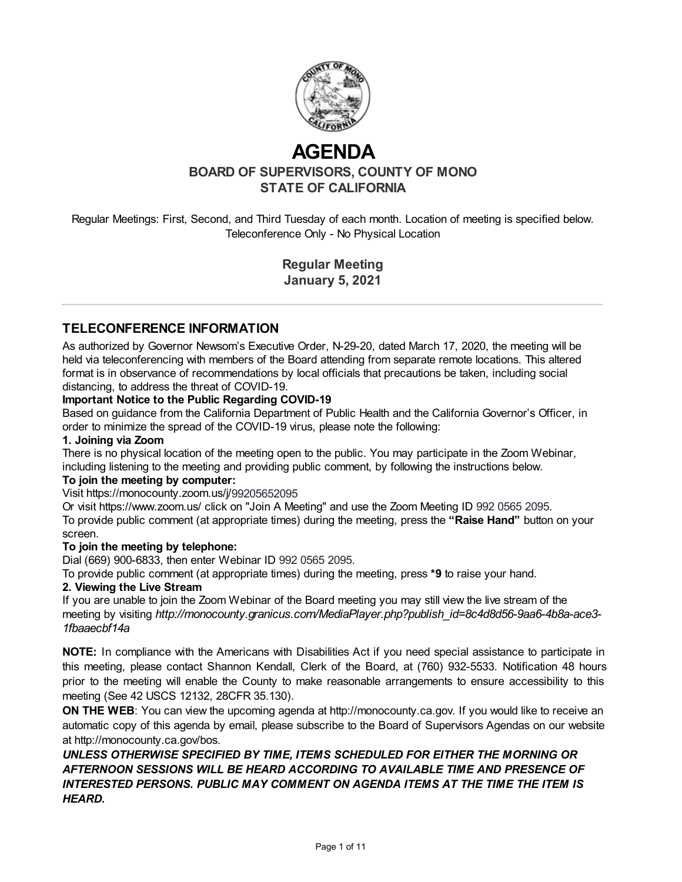# AGENDA

## BOARD OF SUPERVISORS, COUNTY OF MONO
## STATE OF CALIFORNIA

Regular Meetings: First, Second, and Third Tuesday of each month. Location of meeting is specified below.
Teleconference Only - No Physical Location

**Regular Meeting**
**January 5, 2021**

---

## TELECONFERENCE INFORMATION

As authorized by Governor Newsom's Executive Order, N-29-20, dated March 17, 2020, the meeting will be held via teleconferencing with members of the Board attending from separate remote locations. This altered format is in observance of recommendations by local officials that precautions be taken, including social distancing, to address the threat of COVID-19.

**Important Notice to the Public Regarding COVID-19**

Based on guidance from the California Department of Public Health and the California Governor's Officer, in order to minimize the spread of the COVID-19 virus, please note the following:

**1. Joining via Zoom**

There is no physical location of the meeting open to the public. You may participate in the Zoom Webinar, including listening to the meeting and providing public comment, by following the instructions below.

**To join the meeting by computer:**

Visit https://monocounty.zoom.us/j/99205652095

Or visit https://www.zoom.us/ click on "Join A Meeting" and use the Zoom Meeting ID 992 0565 2095.

To provide public comment (at appropriate times) during the meeting, press the **"Raise Hand"** button on your screen.

**To join the meeting by telephone:**

Dial (669) 900-6833, then enter Webinar ID 992 0565 2095.

To provide public comment (at appropriate times) during the meeting, press ***9** to raise your hand.

**2. Viewing the Live Stream**

If you are unable to join the Zoom Webinar of the Board meeting you may still view the live stream of the meeting by visiting *http://monocounty.granicus.com/MediaPlayer.php?publish_id=8c4d8d56-9aa6-4b8a-ace3-1fbaaecbf14a*

**NOTE:** In compliance with the Americans with Disabilities Act if you need special assistance to participate in this meeting, please contact Shannon Kendall, Clerk of the Board, at (760) 932-5533. Notification 48 hours prior to the meeting will enable the County to make reasonable arrangements to ensure accessibility to this meeting (See 42 USCS 12132, 28CFR 35.130).

**ON THE WEB**: You can view the upcoming agenda at http://monocounty.ca.gov. If you would like to receive an automatic copy of this agenda by email, please subscribe to the Board of Supervisors Agendas on our website at http://monocounty.ca.gov/bos.

***UNLESS OTHERWISE SPECIFIED BY TIME, ITEMS SCHEDULED FOR EITHER THE MORNING OR AFTERNOON SESSIONS WILL BE HEARD ACCORDING TO AVAILABLE TIME AND PRESENCE OF INTERESTED PERSONS. PUBLIC MAY COMMENT ON AGENDA ITEMS AT THE TIME THE ITEM IS HEARD.***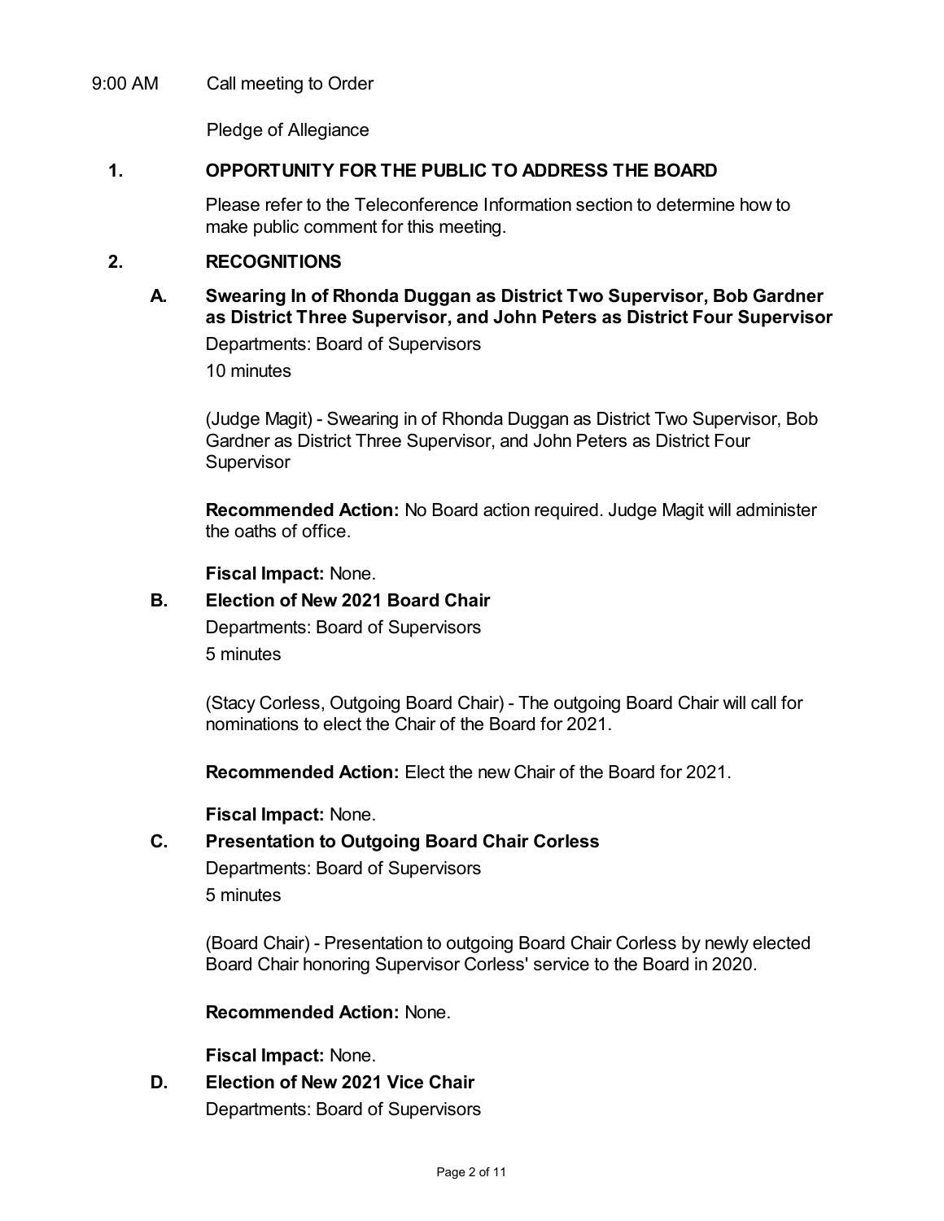9:00 AM Call meeting to Order

Pledge of Allegiance

## 1. OPPORTUNITY FOR THE PUBLIC TO ADDRESS THE BOARD

Please refer to the Teleconference Information section to determine how to make public comment for this meeting.

## 2. RECOGNITIONS

### A. Swearing In of Rhonda Duggan as District Two Supervisor, Bob Gardner as District Three Supervisor, and John Peters as District Four Supervisor

Departments: Board of Supervisors

10 minutes

(Judge Magit) - Swearing in of Rhonda Duggan as District Two Supervisor, Bob Gardner as District Three Supervisor, and John Peters as District Four Supervisor

**Recommended Action:** No Board action required. Judge Magit will administer the oaths of office.

**Fiscal Impact:** None.

### B. Election of New 2021 Board Chair

Departments: Board of Supervisors

5 minutes

(Stacy Corless, Outgoing Board Chair) - The outgoing Board Chair will call for nominations to elect the Chair of the Board for 2021.

**Recommended Action:** Elect the new Chair of the Board for 2021.

**Fiscal Impact:** None.

### C. Presentation to Outgoing Board Chair Corless

Departments: Board of Supervisors

5 minutes

(Board Chair) - Presentation to outgoing Board Chair Corless by newly elected Board Chair honoring Supervisor Corless' service to the Board in 2020.

**Recommended Action:** None.

**Fiscal Impact:** None.

### D. Election of New 2021 Vice Chair

Departments: Board of Supervisors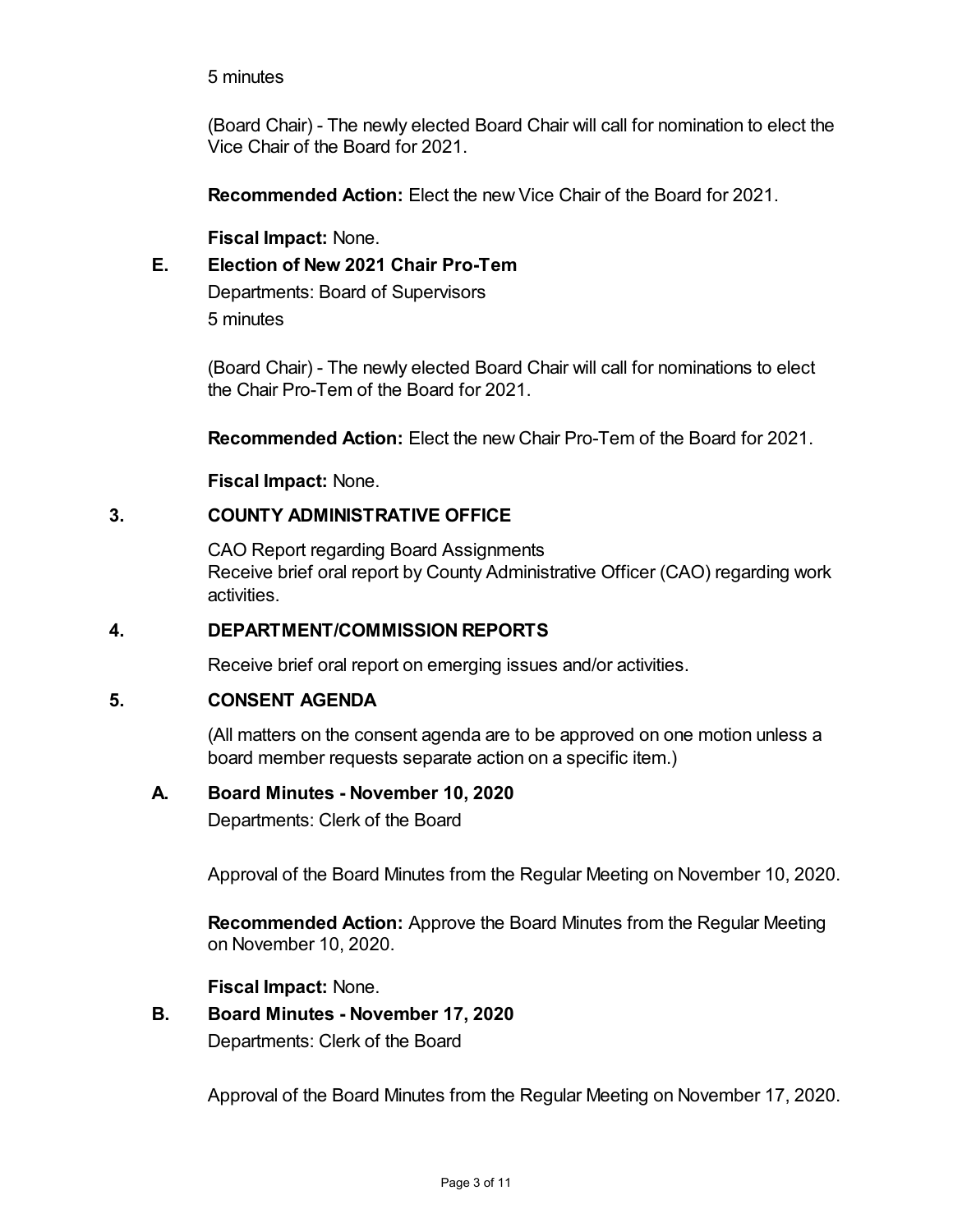5 minutes

(Board Chair) - The newly elected Board Chair will call for nomination to elect the Vice Chair of the Board for 2021.

**Recommended Action:** Elect the new Vice Chair of the Board for 2021.

**Fiscal Impact:** None.

### E. Election of New 2021 Chair Pro-Tem

Departments: Board of Supervisors

5 minutes

(Board Chair) - The newly elected Board Chair will call for nominations to elect the Chair Pro-Tem of the Board for 2021.

**Recommended Action:** Elect the new Chair Pro-Tem of the Board for 2021.

**Fiscal Impact:** None.

## 3. COUNTY ADMINISTRATIVE OFFICE

CAO Report regarding Board Assignments
Receive brief oral report by County Administrative Officer (CAO) regarding work activities.

## 4. DEPARTMENT/COMMISSION REPORTS

Receive brief oral report on emerging issues and/or activities.

## 5. CONSENT AGENDA

(All matters on the consent agenda are to be approved on one motion unless a board member requests separate action on a specific item.)

### A. Board Minutes - November 10, 2020

Departments: Clerk of the Board

Approval of the Board Minutes from the Regular Meeting on November 10, 2020.

**Recommended Action:** Approve the Board Minutes from the Regular Meeting on November 10, 2020.

**Fiscal Impact:** None.

### B. Board Minutes - November 17, 2020

Departments: Clerk of the Board

Approval of the Board Minutes from the Regular Meeting on November 17, 2020.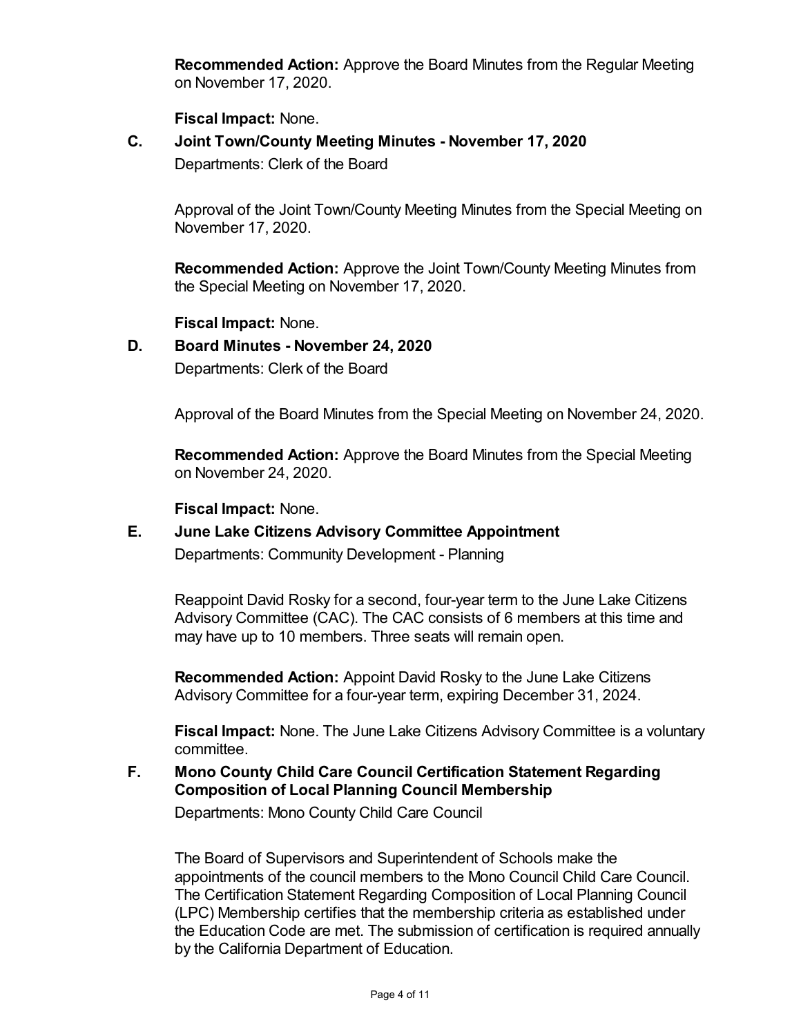**Recommended Action:** Approve the Board Minutes from the Regular Meeting on November 17, 2020.

**Fiscal Impact:** None.

**C. Joint Town/County Meeting Minutes - November 17, 2020**

Departments: Clerk of the Board

Approval of the Joint Town/County Meeting Minutes from the Special Meeting on November 17, 2020.

**Recommended Action:** Approve the Joint Town/County Meeting Minutes from the Special Meeting on November 17, 2020.

**Fiscal Impact:** None.

**D. Board Minutes - November 24, 2020**

Departments: Clerk of the Board

Approval of the Board Minutes from the Special Meeting on November 24, 2020.

**Recommended Action:** Approve the Board Minutes from the Special Meeting on November 24, 2020.

**Fiscal Impact:** None.

**E. June Lake Citizens Advisory Committee Appointment**

Departments: Community Development - Planning

Reappoint David Rosky for a second, four-year term to the June Lake Citizens Advisory Committee (CAC). The CAC consists of 6 members at this time and may have up to 10 members. Three seats will remain open.

**Recommended Action:** Appoint David Rosky to the June Lake Citizens Advisory Committee for a four-year term, expiring December 31, 2024.

**Fiscal Impact:** None. The June Lake Citizens Advisory Committee is a voluntary committee.

**F. Mono County Child Care Council Certification Statement Regarding Composition of Local Planning Council Membership**

Departments: Mono County Child Care Council

The Board of Supervisors and Superintendent of Schools make the appointments of the council members to the Mono Council Child Care Council. The Certification Statement Regarding Composition of Local Planning Council (LPC) Membership certifies that the membership criteria as established under the Education Code are met. The submission of certification is required annually by the California Department of Education.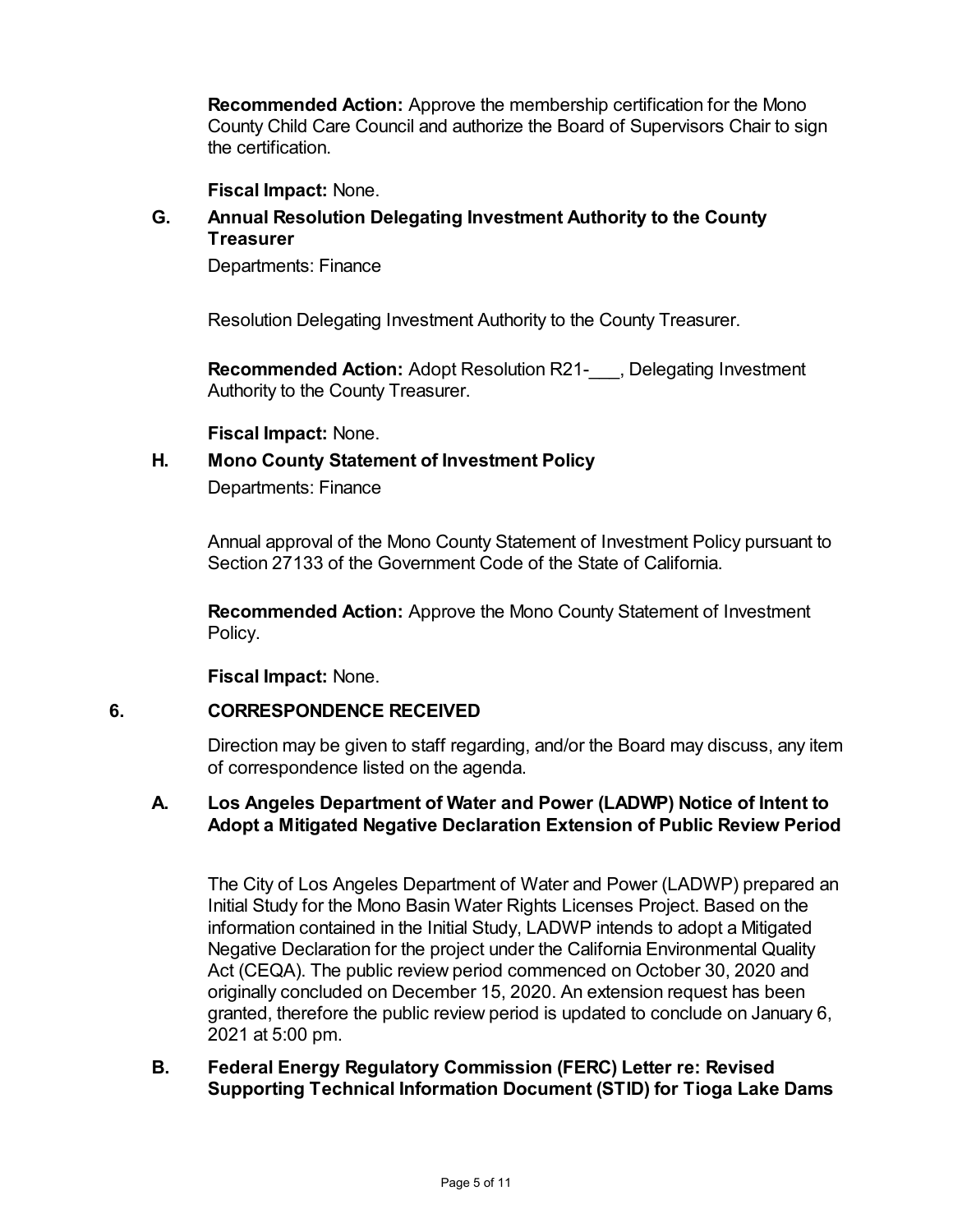**Recommended Action:** Approve the membership certification for the Mono County Child Care Council and authorize the Board of Supervisors Chair to sign the certification.

**Fiscal Impact:** None.

### G. Annual Resolution Delegating Investment Authority to the County Treasurer

Departments: Finance

Resolution Delegating Investment Authority to the County Treasurer.

**Recommended Action:** Adopt Resolution R21-___, Delegating Investment Authority to the County Treasurer.

**Fiscal Impact:** None.

### H. Mono County Statement of Investment Policy

Departments: Finance

Annual approval of the Mono County Statement of Investment Policy pursuant to Section 27133 of the Government Code of the State of California.

**Recommended Action:** Approve the Mono County Statement of Investment Policy.

**Fiscal Impact:** None.

## 6. CORRESPONDENCE RECEIVED

Direction may be given to staff regarding, and/or the Board may discuss, any item of correspondence listed on the agenda.

### A. Los Angeles Department of Water and Power (LADWP) Notice of Intent to Adopt a Mitigated Negative Declaration Extension of Public Review Period

The City of Los Angeles Department of Water and Power (LADWP) prepared an Initial Study for the Mono Basin Water Rights Licenses Project. Based on the information contained in the Initial Study, LADWP intends to adopt a Mitigated Negative Declaration for the project under the California Environmental Quality Act (CEQA). The public review period commenced on October 30, 2020 and originally concluded on December 15, 2020. An extension request has been granted, therefore the public review period is updated to conclude on January 6, 2021 at 5:00 pm.

### B. Federal Energy Regulatory Commission (FERC) Letter re: Revised Supporting Technical Information Document (STID) for Tioga Lake Dams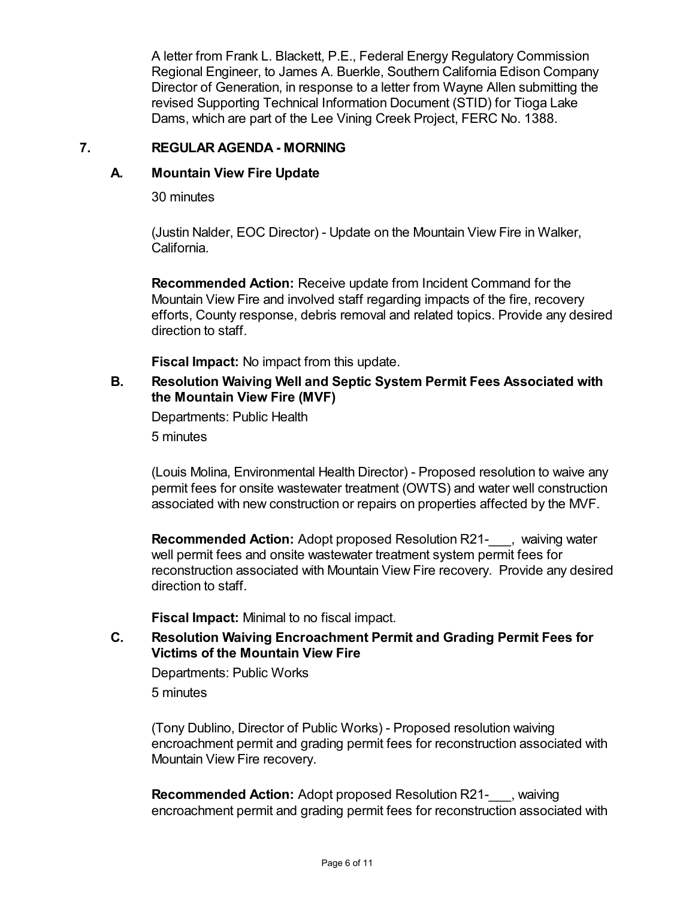A letter from Frank L. Blackett, P.E., Federal Energy Regulatory Commission Regional Engineer, to James A. Buerkle, Southern California Edison Company Director of Generation, in response to a letter from Wayne Allen submitting the revised Supporting Technical Information Document (STID) for Tioga Lake Dams, which are part of the Lee Vining Creek Project, FERC No. 1388.

## 7. REGULAR AGENDA - MORNING

### A. Mountain View Fire Update

30 minutes

(Justin Nalder, EOC Director) - Update on the Mountain View Fire in Walker, California.

**Recommended Action:** Receive update from Incident Command for the Mountain View Fire and involved staff regarding impacts of the fire, recovery efforts, County response, debris removal and related topics. Provide any desired direction to staff.

**Fiscal Impact:** No impact from this update.

### B. Resolution Waiving Well and Septic System Permit Fees Associated with the Mountain View Fire (MVF)

Departments: Public Health

5 minutes

(Louis Molina, Environmental Health Director) - Proposed resolution to waive any permit fees for onsite wastewater treatment (OWTS) and water well construction associated with new construction or repairs on properties affected by the MVF.

**Recommended Action:** Adopt proposed Resolution R21-___, waiving water well permit fees and onsite wastewater treatment system permit fees for reconstruction associated with Mountain View Fire recovery. Provide any desired direction to staff.

**Fiscal Impact:** Minimal to no fiscal impact.

### C. Resolution Waiving Encroachment Permit and Grading Permit Fees for Victims of the Mountain View Fire

Departments: Public Works

5 minutes

(Tony Dublino, Director of Public Works) - Proposed resolution waiving encroachment permit and grading permit fees for reconstruction associated with Mountain View Fire recovery.

**Recommended Action:** Adopt proposed Resolution R21-___, waiving encroachment permit and grading permit fees for reconstruction associated with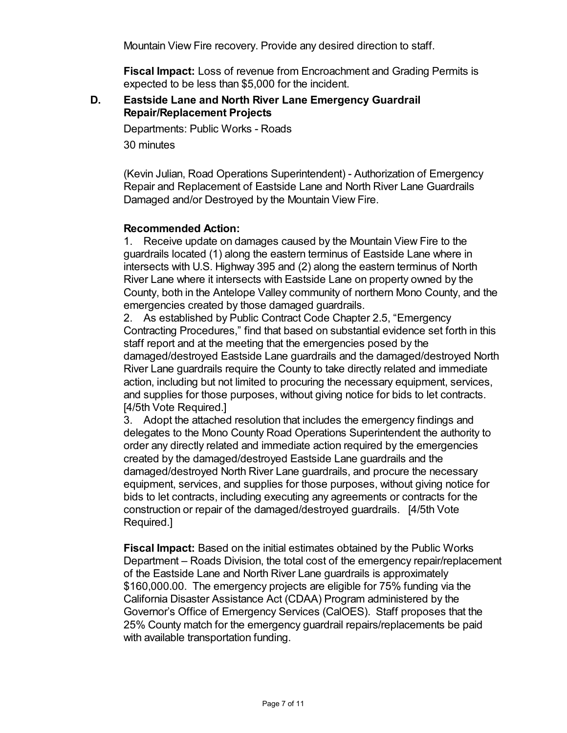Mountain View Fire recovery. Provide any desired direction to staff.

**Fiscal Impact:** Loss of revenue from Encroachment and Grading Permits is expected to be less than $5,000 for the incident.

### D. Eastside Lane and North River Lane Emergency Guardrail Repair/Replacement Projects

Departments: Public Works - Roads

30 minutes

(Kevin Julian, Road Operations Superintendent) - Authorization of Emergency Repair and Replacement of Eastside Lane and North River Lane Guardrails Damaged and/or Destroyed by the Mountain View Fire.

**Recommended Action:**

1. Receive update on damages caused by the Mountain View Fire to the guardrails located (1) along the eastern terminus of Eastside Lane where in intersects with U.S. Highway 395 and (2) along the eastern terminus of North River Lane where it intersects with Eastside Lane on property owned by the County, both in the Antelope Valley community of northern Mono County, and the emergencies created by those damaged guardrails.
2. As established by Public Contract Code Chapter 2.5, "Emergency Contracting Procedures," find that based on substantial evidence set forth in this staff report and at the meeting that the emergencies posed by the damaged/destroyed Eastside Lane guardrails and the damaged/destroyed North River Lane guardrails require the County to take directly related and immediate action, including but not limited to procuring the necessary equipment, services, and supplies for those purposes, without giving notice for bids to let contracts. [4/5th Vote Required.]
3. Adopt the attached resolution that includes the emergency findings and delegates to the Mono County Road Operations Superintendent the authority to order any directly related and immediate action required by the emergencies created by the damaged/destroyed Eastside Lane guardrails and the damaged/destroyed North River Lane guardrails, and procure the necessary equipment, services, and supplies for those purposes, without giving notice for bids to let contracts, including executing any agreements or contracts for the construction or repair of the damaged/destroyed guardrails. [4/5th Vote Required.]

**Fiscal Impact:** Based on the initial estimates obtained by the Public Works Department – Roads Division, the total cost of the emergency repair/replacement of the Eastside Lane and North River Lane guardrails is approximately $160,000.00. The emergency projects are eligible for 75% funding via the California Disaster Assistance Act (CDAA) Program administered by the Governor's Office of Emergency Services (CalOES). Staff proposes that the 25% County match for the emergency guardrail repairs/replacements be paid with available transportation funding.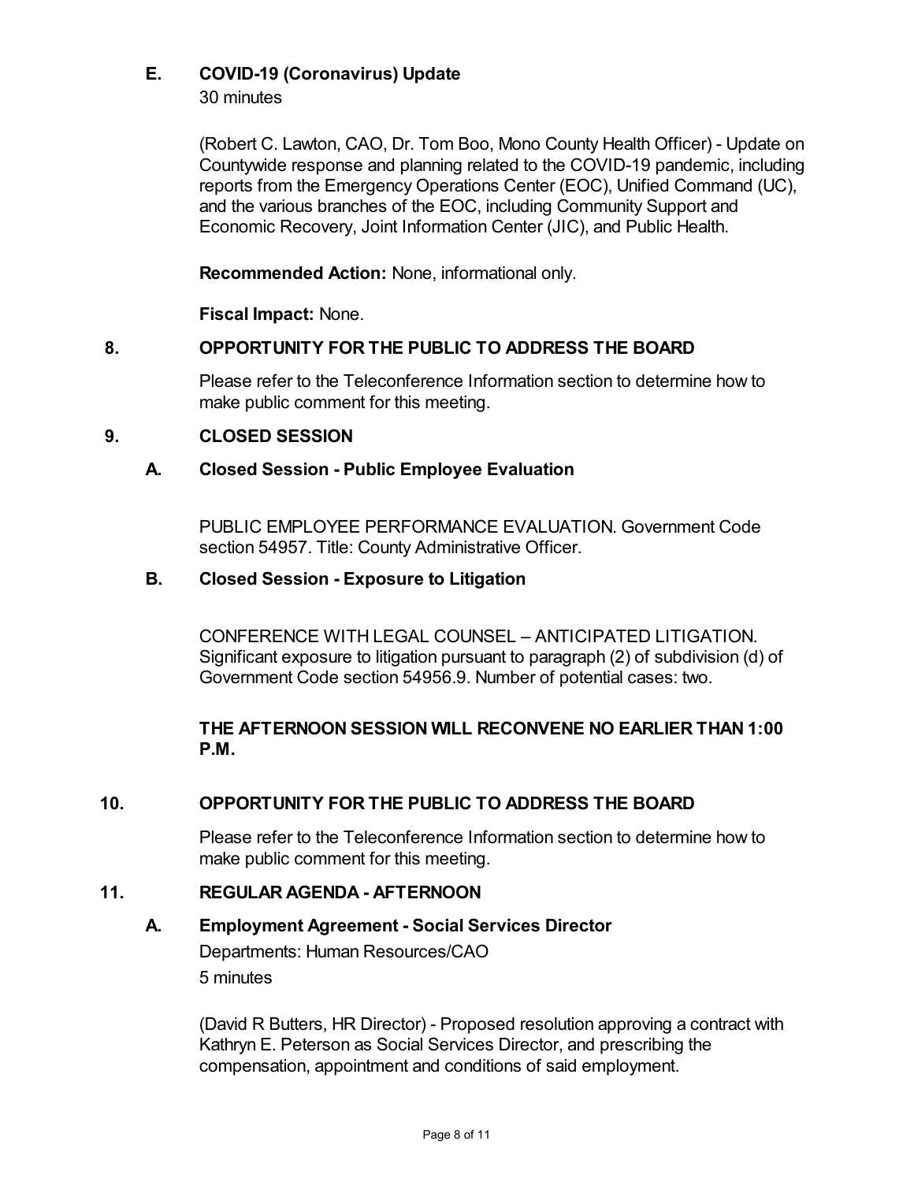### E. COVID-19 (Coronavirus) Update

30 minutes

(Robert C. Lawton, CAO, Dr. Tom Boo, Mono County Health Officer) - Update on Countywide response and planning related to the COVID-19 pandemic, including reports from the Emergency Operations Center (EOC), Unified Command (UC), and the various branches of the EOC, including Community Support and Economic Recovery, Joint Information Center (JIC), and Public Health.

**Recommended Action:** None, informational only.

**Fiscal Impact:** None.

## 8. OPPORTUNITY FOR THE PUBLIC TO ADDRESS THE BOARD

Please refer to the Teleconference Information section to determine how to make public comment for this meeting.

## 9. CLOSED SESSION

### A. Closed Session - Public Employee Evaluation

PUBLIC EMPLOYEE PERFORMANCE EVALUATION. Government Code section 54957. Title: County Administrative Officer.

### B. Closed Session - Exposure to Litigation

CONFERENCE WITH LEGAL COUNSEL – ANTICIPATED LITIGATION. Significant exposure to litigation pursuant to paragraph (2) of subdivision (d) of Government Code section 54956.9. Number of potential cases: two.

**THE AFTERNOON SESSION WILL RECONVENE NO EARLIER THAN 1:00 P.M.**

## 10. OPPORTUNITY FOR THE PUBLIC TO ADDRESS THE BOARD

Please refer to the Teleconference Information section to determine how to make public comment for this meeting.

## 11. REGULAR AGENDA - AFTERNOON

### A. Employment Agreement - Social Services Director

Departments: Human Resources/CAO

5 minutes

(David R Butters, HR Director) - Proposed resolution approving a contract with Kathryn E. Peterson as Social Services Director, and prescribing the compensation, appointment and conditions of said employment.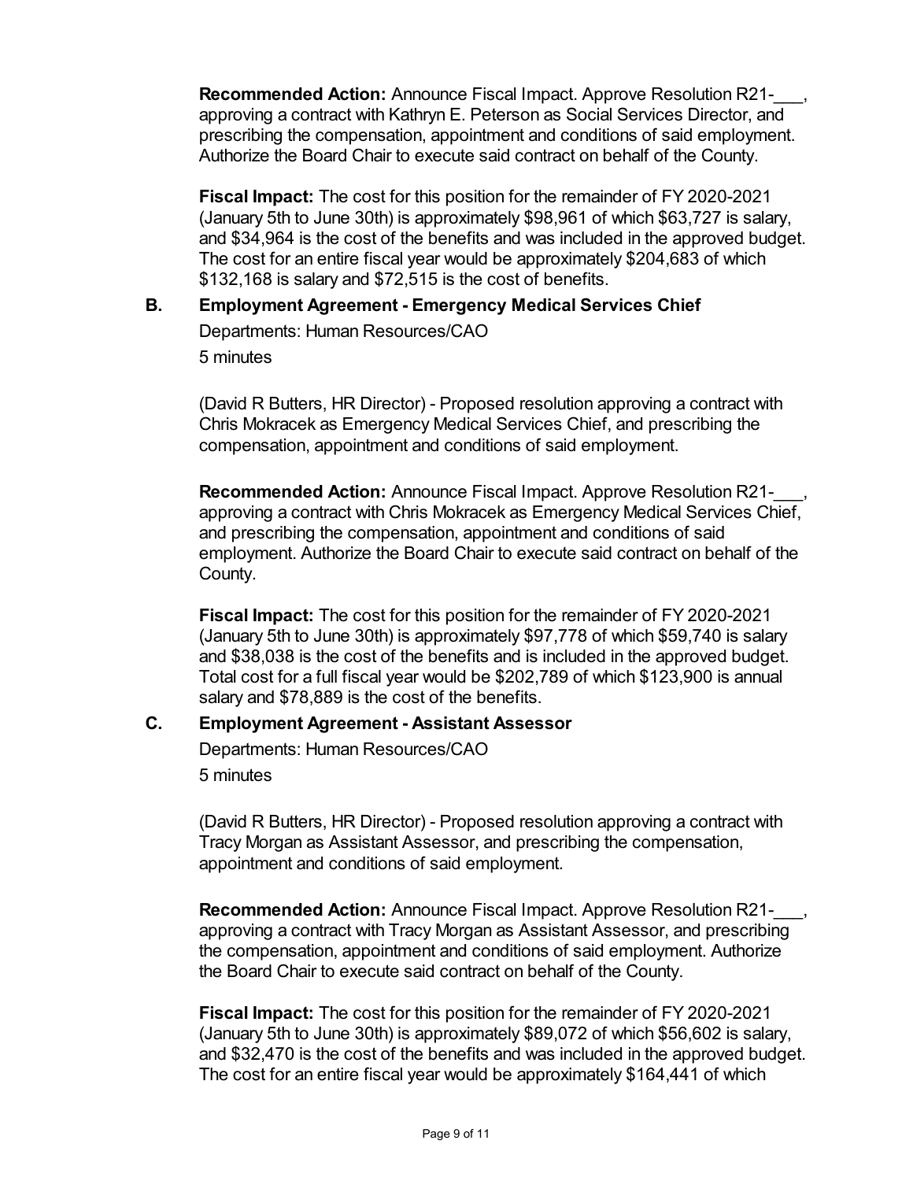**Recommended Action:** Announce Fiscal Impact. Approve Resolution R21-___, approving a contract with Kathryn E. Peterson as Social Services Director, and prescribing the compensation, appointment and conditions of said employment. Authorize the Board Chair to execute said contract on behalf of the County.

**Fiscal Impact:** The cost for this position for the remainder of FY 2020-2021 (January 5th to June 30th) is approximately $98,961 of which $63,727 is salary, and $34,964 is the cost of the benefits and was included in the approved budget. The cost for an entire fiscal year would be approximately $204,683 of which $132,168 is salary and $72,515 is the cost of benefits.

### B. Employment Agreement - Emergency Medical Services Chief

Departments: Human Resources/CAO

5 minutes

(David R Butters, HR Director) - Proposed resolution approving a contract with Chris Mokracek as Emergency Medical Services Chief, and prescribing the compensation, appointment and conditions of said employment.

**Recommended Action:** Announce Fiscal Impact. Approve Resolution R21-___, approving a contract with Chris Mokracek as Emergency Medical Services Chief, and prescribing the compensation, appointment and conditions of said employment. Authorize the Board Chair to execute said contract on behalf of the County.

**Fiscal Impact:** The cost for this position for the remainder of FY 2020-2021 (January 5th to June 30th) is approximately $97,778 of which $59,740 is salary and $38,038 is the cost of the benefits and is included in the approved budget. Total cost for a full fiscal year would be $202,789 of which $123,900 is annual salary and $78,889 is the cost of the benefits.

### C. Employment Agreement - Assistant Assessor

Departments: Human Resources/CAO

5 minutes

(David R Butters, HR Director) - Proposed resolution approving a contract with Tracy Morgan as Assistant Assessor, and prescribing the compensation, appointment and conditions of said employment.

**Recommended Action:** Announce Fiscal Impact. Approve Resolution R21-___, approving a contract with Tracy Morgan as Assistant Assessor, and prescribing the compensation, appointment and conditions of said employment. Authorize the Board Chair to execute said contract on behalf of the County.

**Fiscal Impact:** The cost for this position for the remainder of FY 2020-2021 (January 5th to June 30th) is approximately $89,072 of which $56,602 is salary, and $32,470 is the cost of the benefits and was included in the approved budget. The cost for an entire fiscal year would be approximately $164,441 of which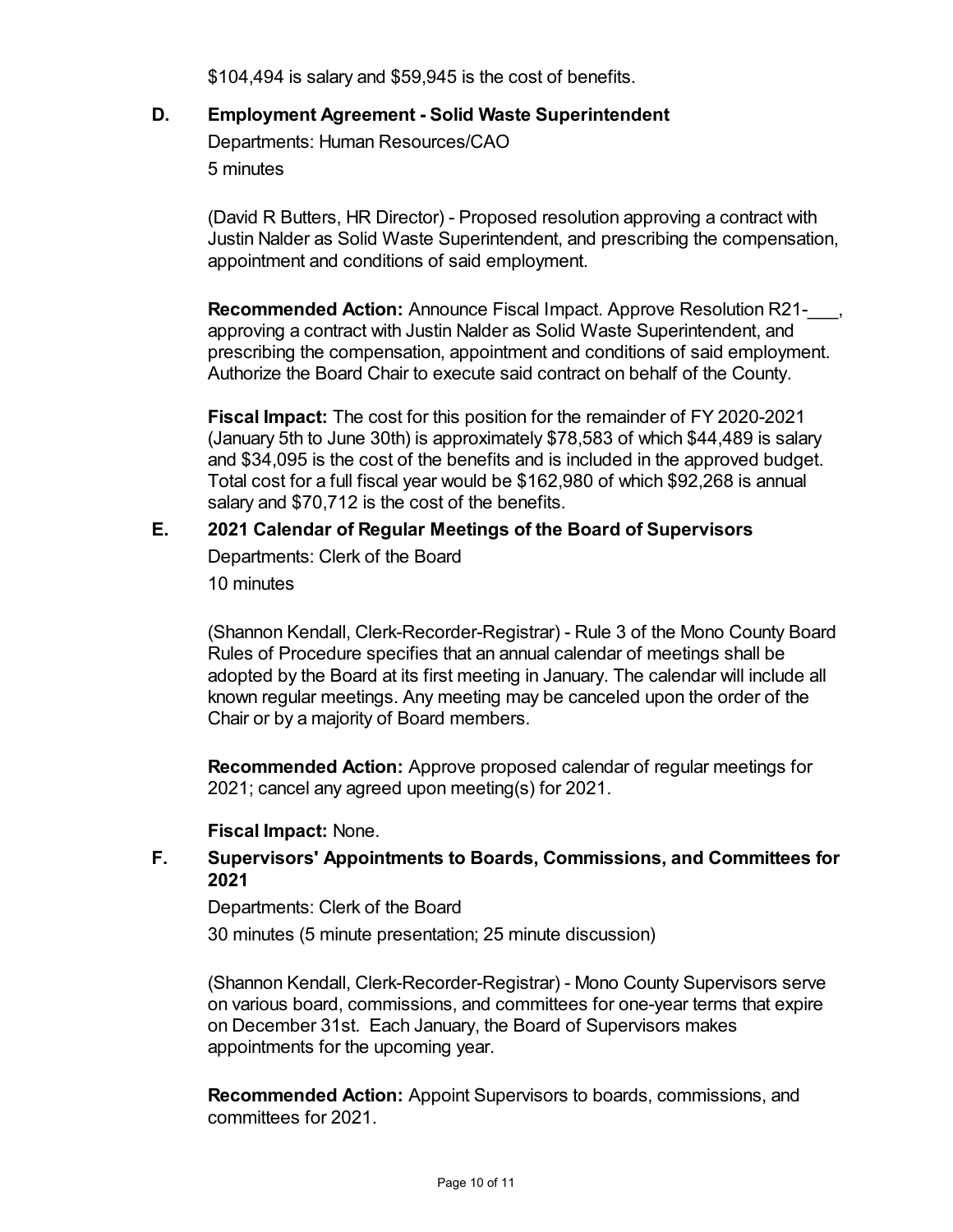$104,494 is salary and $59,945 is the cost of benefits.

### D. Employment Agreement - Solid Waste Superintendent

Departments: Human Resources/CAO

5 minutes

(David R Butters, HR Director) - Proposed resolution approving a contract with Justin Nalder as Solid Waste Superintendent, and prescribing the compensation, appointment and conditions of said employment.

**Recommended Action:** Announce Fiscal Impact. Approve Resolution R21-___, approving a contract with Justin Nalder as Solid Waste Superintendent, and prescribing the compensation, appointment and conditions of said employment. Authorize the Board Chair to execute said contract on behalf of the County.

**Fiscal Impact:** The cost for this position for the remainder of FY 2020-2021 (January 5th to June 30th) is approximately $78,583 of which $44,489 is salary and $34,095 is the cost of the benefits and is included in the approved budget. Total cost for a full fiscal year would be $162,980 of which $92,268 is annual salary and $70,712 is the cost of the benefits.

### E. 2021 Calendar of Regular Meetings of the Board of Supervisors

Departments: Clerk of the Board

10 minutes

(Shannon Kendall, Clerk-Recorder-Registrar) - Rule 3 of the Mono County Board Rules of Procedure specifies that an annual calendar of meetings shall be adopted by the Board at its first meeting in January. The calendar will include all known regular meetings. Any meeting may be canceled upon the order of the Chair or by a majority of Board members.

**Recommended Action:** Approve proposed calendar of regular meetings for 2021; cancel any agreed upon meeting(s) for 2021.

**Fiscal Impact:** None.

### F. Supervisors' Appointments to Boards, Commissions, and Committees for 2021

Departments: Clerk of the Board

30 minutes (5 minute presentation; 25 minute discussion)

(Shannon Kendall, Clerk-Recorder-Registrar) - Mono County Supervisors serve on various board, commissions, and committees for one-year terms that expire on December 31st. Each January, the Board of Supervisors makes appointments for the upcoming year.

**Recommended Action:** Appoint Supervisors to boards, commissions, and committees for 2021.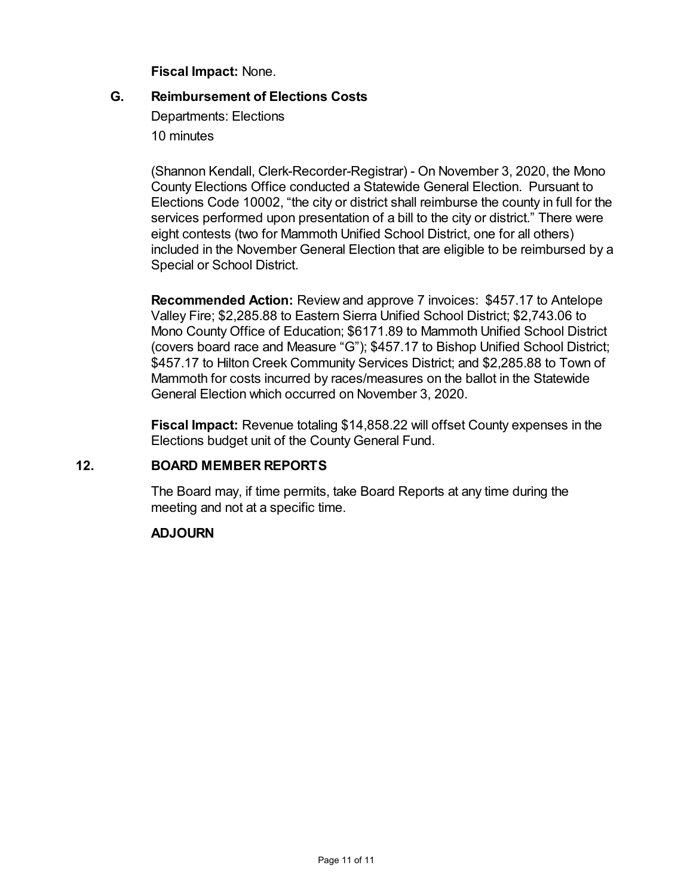**Fiscal Impact:** None.

### G. Reimbursement of Elections Costs

Departments: Elections

10 minutes

(Shannon Kendall, Clerk-Recorder-Registrar) - On November 3, 2020, the Mono County Elections Office conducted a Statewide General Election. Pursuant to Elections Code 10002, “the city or district shall reimburse the county in full for the services performed upon presentation of a bill to the city or district.” There were eight contests (two for Mammoth Unified School District, one for all others) included in the November General Election that are eligible to be reimbursed by a Special or School District.

**Recommended Action:** Review and approve 7 invoices: $457.17 to Antelope Valley Fire; $2,285.88 to Eastern Sierra Unified School District; $2,743.06 to Mono County Office of Education; $6171.89 to Mammoth Unified School District (covers board race and Measure “G”); $457.17 to Bishop Unified School District; $457.17 to Hilton Creek Community Services District; and $2,285.88 to Town of Mammoth for costs incurred by races/measures on the ballot in the Statewide General Election which occurred on November 3, 2020.

**Fiscal Impact:** Revenue totaling $14,858.22 will offset County expenses in the Elections budget unit of the County General Fund.

## 12. BOARD MEMBER REPORTS

The Board may, if time permits, take Board Reports at any time during the meeting and not at a specific time.

**ADJOURN**